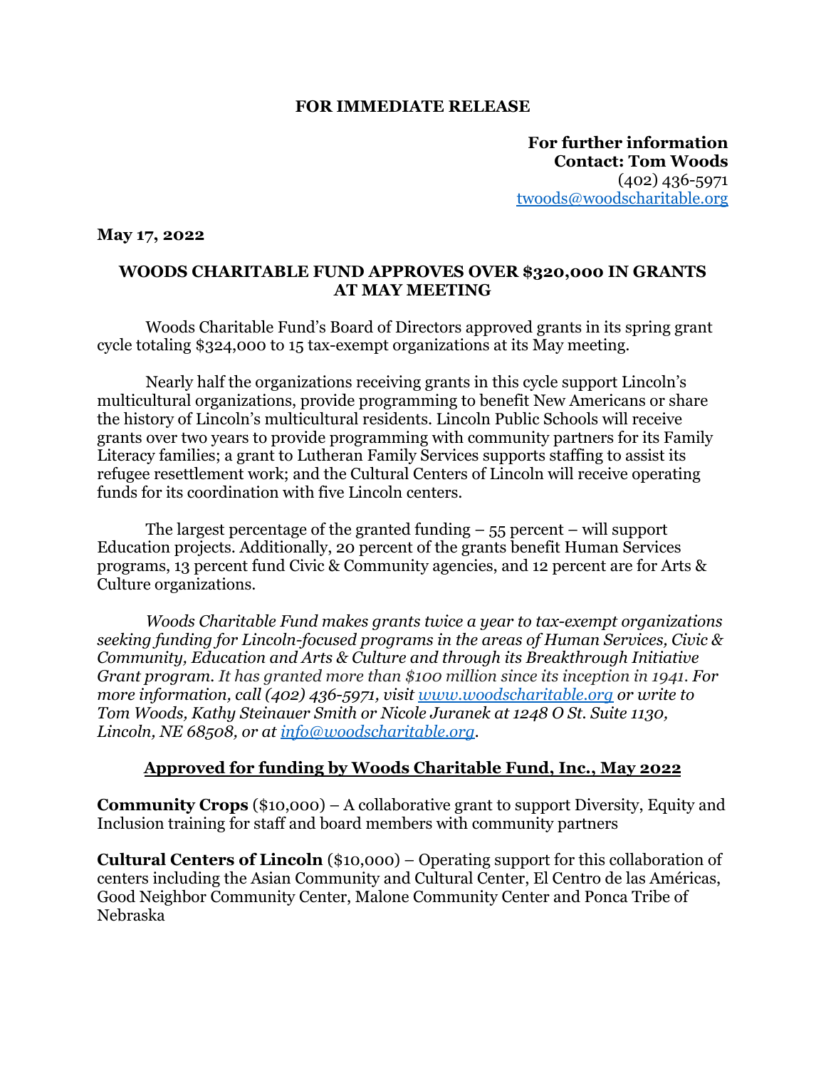**FOR IMMEDIATE RELEASE**

**For further information**
**Contact: Tom Woods**
(402) 436-5971
twoods@woodscharitable.org

**May 17, 2022**

## WOODS CHARITABLE FUND APPROVES OVER $320,000 IN GRANTS AT MAY MEETING

Woods Charitable Fund's Board of Directors approved grants in its spring grant cycle totaling $324,000 to 15 tax-exempt organizations at its May meeting.

Nearly half the organizations receiving grants in this cycle support Lincoln's multicultural organizations, provide programming to benefit New Americans or share the history of Lincoln's multicultural residents. Lincoln Public Schools will receive grants over two years to provide programming with community partners for its Family Literacy families; a grant to Lutheran Family Services supports staffing to assist its refugee resettlement work; and the Cultural Centers of Lincoln will receive operating funds for its coordination with five Lincoln centers.

The largest percentage of the granted funding – 55 percent – will support Education projects. Additionally, 20 percent of the grants benefit Human Services programs, 13 percent fund Civic & Community agencies, and 12 percent are for Arts & Culture organizations.

*Woods Charitable Fund makes grants twice a year to tax-exempt organizations seeking funding for Lincoln-focused programs in the areas of Human Services, Civic & Community, Education and Arts & Culture and through its Breakthrough Initiative Grant program. It has granted more than $100 million since its inception in 1941. For more information, call (402) 436-5971, visit www.woodscharitable.org or write to Tom Woods, Kathy Steinauer Smith or Nicole Juranek at 1248 O St. Suite 1130, Lincoln, NE 68508, or at info@woodscharitable.org.*

### Approved for funding by Woods Charitable Fund, Inc., May 2022

**Community Crops** ($10,000) – A collaborative grant to support Diversity, Equity and Inclusion training for staff and board members with community partners

**Cultural Centers of Lincoln** ($10,000) – Operating support for this collaboration of centers including the Asian Community and Cultural Center, El Centro de las Américas, Good Neighbor Community Center, Malone Community Center and Ponca Tribe of Nebraska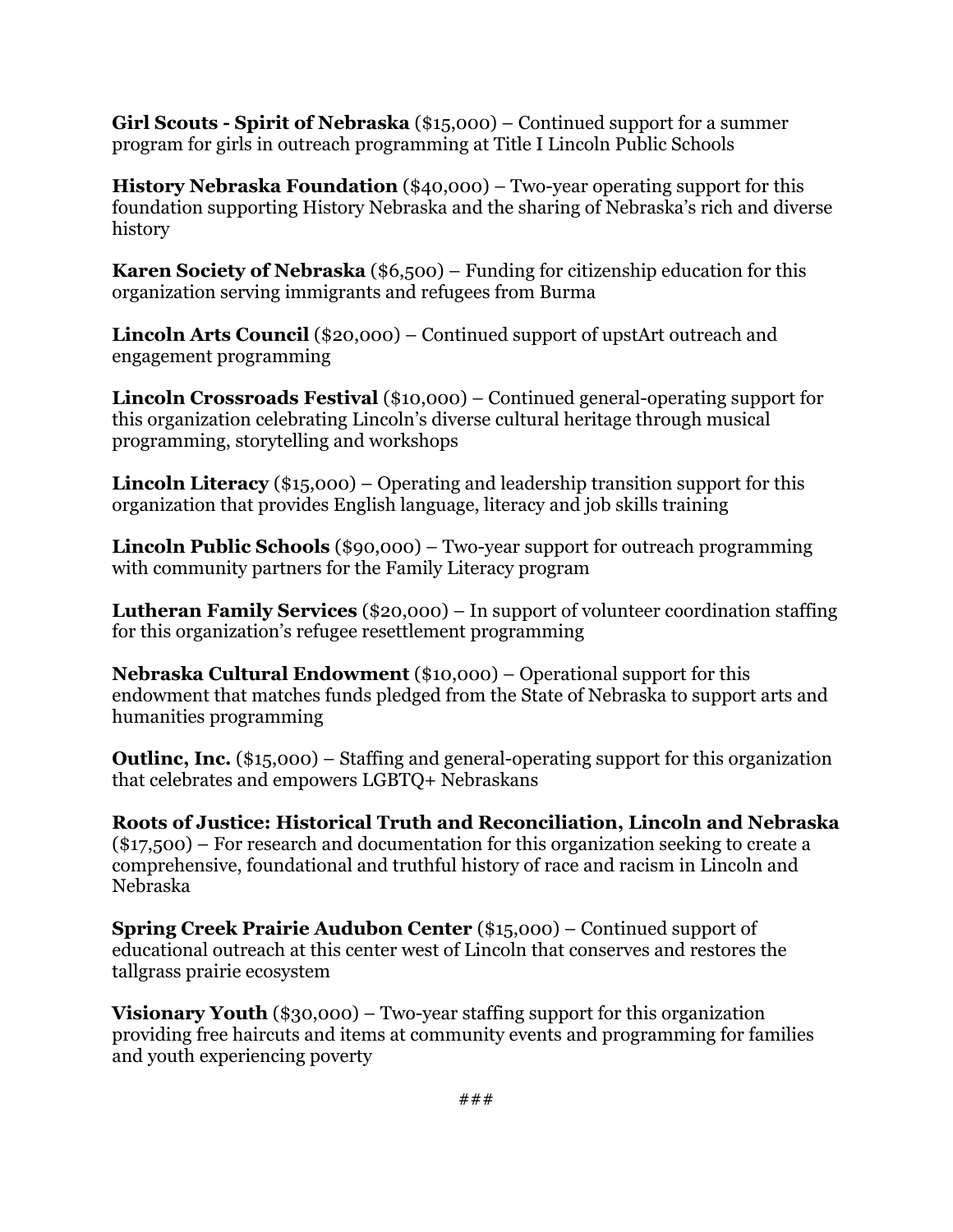**Girl Scouts - Spirit of Nebraska** ($15,000) – Continued support for a summer program for girls in outreach programming at Title I Lincoln Public Schools

**History Nebraska Foundation** ($40,000) – Two-year operating support for this foundation supporting History Nebraska and the sharing of Nebraska's rich and diverse history

**Karen Society of Nebraska** ($6,500) – Funding for citizenship education for this organization serving immigrants and refugees from Burma

**Lincoln Arts Council** ($20,000) – Continued support of upstArt outreach and engagement programming

**Lincoln Crossroads Festival** ($10,000) – Continued general-operating support for this organization celebrating Lincoln's diverse cultural heritage through musical programming, storytelling and workshops

**Lincoln Literacy** ($15,000) – Operating and leadership transition support for this organization that provides English language, literacy and job skills training

**Lincoln Public Schools** ($90,000) – Two-year support for outreach programming with community partners for the Family Literacy program

**Lutheran Family Services** ($20,000) – In support of volunteer coordination staffing for this organization's refugee resettlement programming

**Nebraska Cultural Endowment** ($10,000) – Operational support for this endowment that matches funds pledged from the State of Nebraska to support arts and humanities programming

**Outlinc, Inc.** ($15,000) – Staffing and general-operating support for this organization that celebrates and empowers LGBTQ+ Nebraskans

**Roots of Justice: Historical Truth and Reconciliation, Lincoln and Nebraska** ($17,500) – For research and documentation for this organization seeking to create a comprehensive, foundational and truthful history of race and racism in Lincoln and Nebraska

**Spring Creek Prairie Audubon Center** ($15,000) – Continued support of educational outreach at this center west of Lincoln that conserves and restores the tallgrass prairie ecosystem

**Visionary Youth** ($30,000) – Two-year staffing support for this organization providing free haircuts and items at community events and programming for families and youth experiencing poverty

###